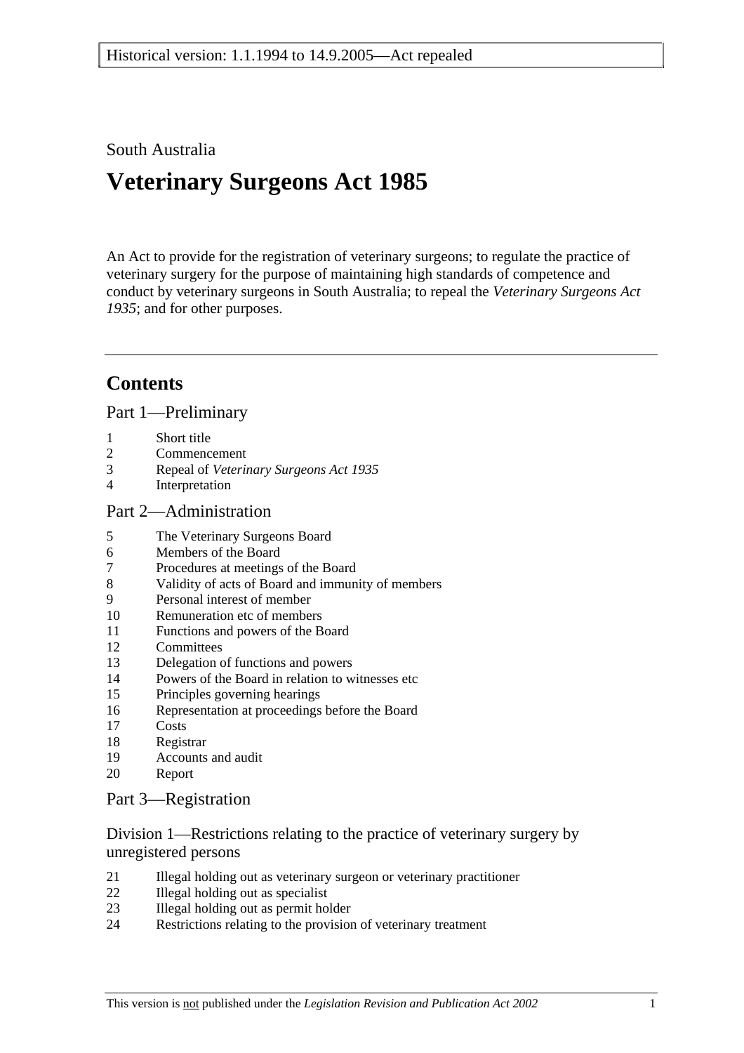South Australia

# Veterinary Surgeons Act 1985

An Act to provide for the registration of veterinary surgeons; to regulate the practice of veterinary surgery for the purpose of maintaining high standards of competence and conduct by veterinary surgeons in South Australia; to repeal the *Veterinary Surgeons Act 1935*; and for other purposes.

---

## Contents

### Part 1—Preliminary

1 Short title
2 Commencement
3 Repeal of *Veterinary Surgeons Act 1935*
4 Interpretation

### Part 2—Administration

5 The Veterinary Surgeons Board
6 Members of the Board
7 Procedures at meetings of the Board
8 Validity of acts of Board and immunity of members
9 Personal interest of member
10 Remuneration etc of members
11 Functions and powers of the Board
12 Committees
13 Delegation of functions and powers
14 Powers of the Board in relation to witnesses etc
15 Principles governing hearings
16 Representation at proceedings before the Board
17 Costs
18 Registrar
19 Accounts and audit
20 Report

### Part 3—Registration

#### Division 1—Restrictions relating to the practice of veterinary surgery by unregistered persons

21 Illegal holding out as veterinary surgeon or veterinary practitioner
22 Illegal holding out as specialist
23 Illegal holding out as permit holder
24 Restrictions relating to the provision of veterinary treatment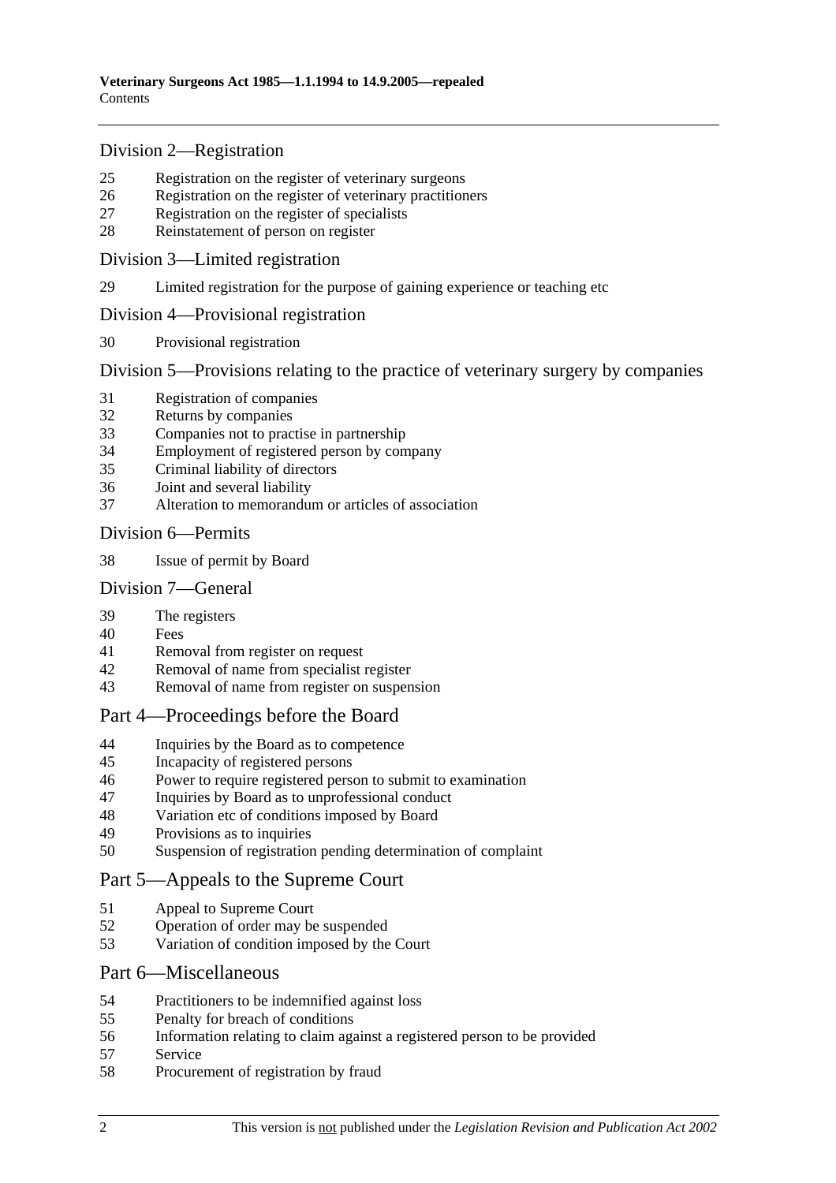## Division 2—Registration

25 Registration on the register of veterinary surgeons
26 Registration on the register of veterinary practitioners
27 Registration on the register of specialists
28 Reinstatement of person on register

## Division 3—Limited registration

29 Limited registration for the purpose of gaining experience or teaching etc

## Division 4—Provisional registration

30 Provisional registration

## Division 5—Provisions relating to the practice of veterinary surgery by companies

31 Registration of companies
32 Returns by companies
33 Companies not to practise in partnership
34 Employment of registered person by company
35 Criminal liability of directors
36 Joint and several liability
37 Alteration to memorandum or articles of association

## Division 6—Permits

38 Issue of permit by Board

## Division 7—General

39 The registers
40 Fees
41 Removal from register on request
42 Removal of name from specialist register
43 Removal of name from register on suspension

# Part 4—Proceedings before the Board

44 Inquiries by the Board as to competence
45 Incapacity of registered persons
46 Power to require registered person to submit to examination
47 Inquiries by Board as to unprofessional conduct
48 Variation etc of conditions imposed by Board
49 Provisions as to inquiries
50 Suspension of registration pending determination of complaint

# Part 5—Appeals to the Supreme Court

51 Appeal to Supreme Court
52 Operation of order may be suspended
53 Variation of condition imposed by the Court

# Part 6—Miscellaneous

54 Practitioners to be indemnified against loss
55 Penalty for breach of conditions
56 Information relating to claim against a registered person to be provided
57 Service
58 Procurement of registration by fraud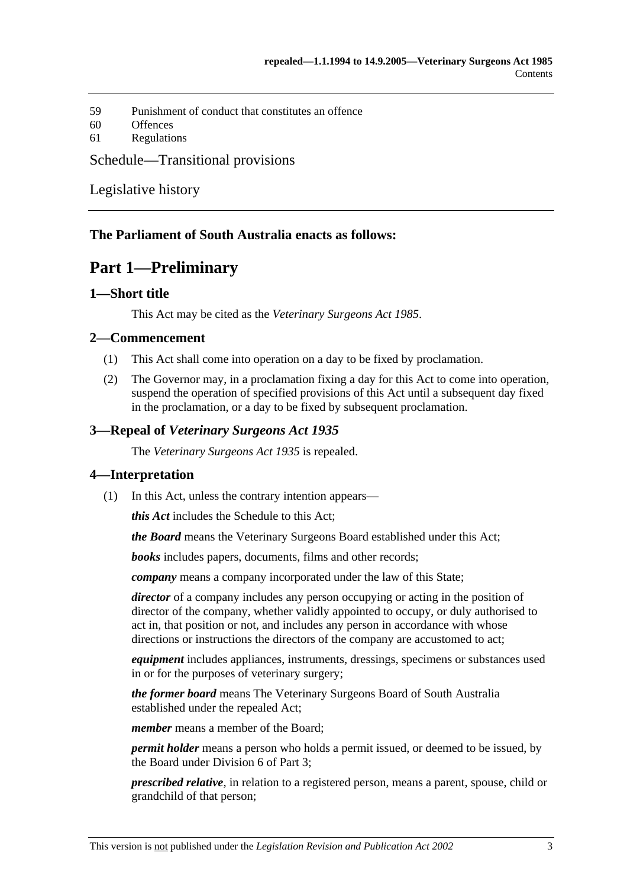59 Punishment of conduct that constitutes an offence
60 Offences
61 Regulations

Schedule—Transitional provisions

Legislative history

**The Parliament of South Australia enacts as follows:**

# Part 1—Preliminary

## 1—Short title

This Act may be cited as the *Veterinary Surgeons Act 1985*.

## 2—Commencement

(1) This Act shall come into operation on a day to be fixed by proclamation.

(2) The Governor may, in a proclamation fixing a day for this Act to come into operation, suspend the operation of specified provisions of this Act until a subsequent day fixed in the proclamation, or a day to be fixed by subsequent proclamation.

## 3—Repeal of *Veterinary Surgeons Act 1935*

The *Veterinary Surgeons Act 1935* is repealed.

## 4—Interpretation

(1) In this Act, unless the contrary intention appears—

***this Act*** includes the Schedule to this Act;

***the Board*** means the Veterinary Surgeons Board established under this Act;

***books*** includes papers, documents, films and other records;

***company*** means a company incorporated under the law of this State;

***director*** of a company includes any person occupying or acting in the position of director of the company, whether validly appointed to occupy, or duly authorised to act in, that position or not, and includes any person in accordance with whose directions or instructions the directors of the company are accustomed to act;

***equipment*** includes appliances, instruments, dressings, specimens or substances used in or for the purposes of veterinary surgery;

***the former board*** means The Veterinary Surgeons Board of South Australia established under the repealed Act;

***member*** means a member of the Board;

***permit holder*** means a person who holds a permit issued, or deemed to be issued, by the Board under Division 6 of Part 3;

***prescribed relative***, in relation to a registered person, means a parent, spouse, child or grandchild of that person;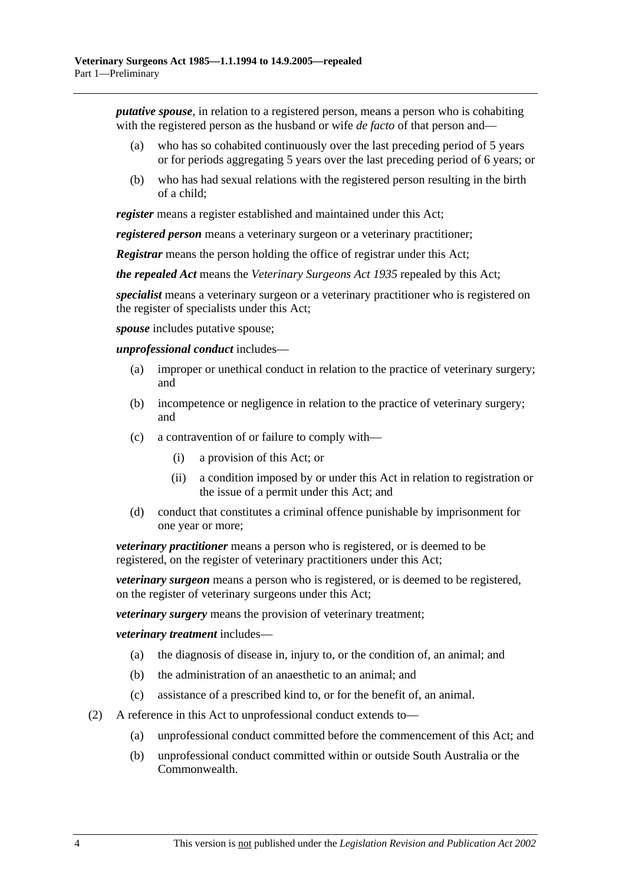***putative spouse***, in relation to a registered person, means a person who is cohabiting with the registered person as the husband or wife *de facto* of that person and—

(a) who has so cohabited continuously over the last preceding period of 5 years or for periods aggregating 5 years over the last preceding period of 6 years; or

(b) who has had sexual relations with the registered person resulting in the birth of a child;

***register*** means a register established and maintained under this Act;

***registered person*** means a veterinary surgeon or a veterinary practitioner;

***Registrar*** means the person holding the office of registrar under this Act;

***the repealed Act*** means the *Veterinary Surgeons Act 1935* repealed by this Act;

***specialist*** means a veterinary surgeon or a veterinary practitioner who is registered on the register of specialists under this Act;

***spouse*** includes putative spouse;

***unprofessional conduct*** includes—

(a) improper or unethical conduct in relation to the practice of veterinary surgery; and

(b) incompetence or negligence in relation to the practice of veterinary surgery; and

(c) a contravention of or failure to comply with—

(i) a provision of this Act; or

(ii) a condition imposed by or under this Act in relation to registration or the issue of a permit under this Act; and

(d) conduct that constitutes a criminal offence punishable by imprisonment for one year or more;

***veterinary practitioner*** means a person who is registered, or is deemed to be registered, on the register of veterinary practitioners under this Act;

***veterinary surgeon*** means a person who is registered, or is deemed to be registered, on the register of veterinary surgeons under this Act;

***veterinary surgery*** means the provision of veterinary treatment;

***veterinary treatment*** includes—

(a) the diagnosis of disease in, injury to, or the condition of, an animal; and

(b) the administration of an anaesthetic to an animal; and

(c) assistance of a prescribed kind to, or for the benefit of, an animal.

(2) A reference in this Act to unprofessional conduct extends to—

(a) unprofessional conduct committed before the commencement of this Act; and

(b) unprofessional conduct committed within or outside South Australia or the Commonwealth.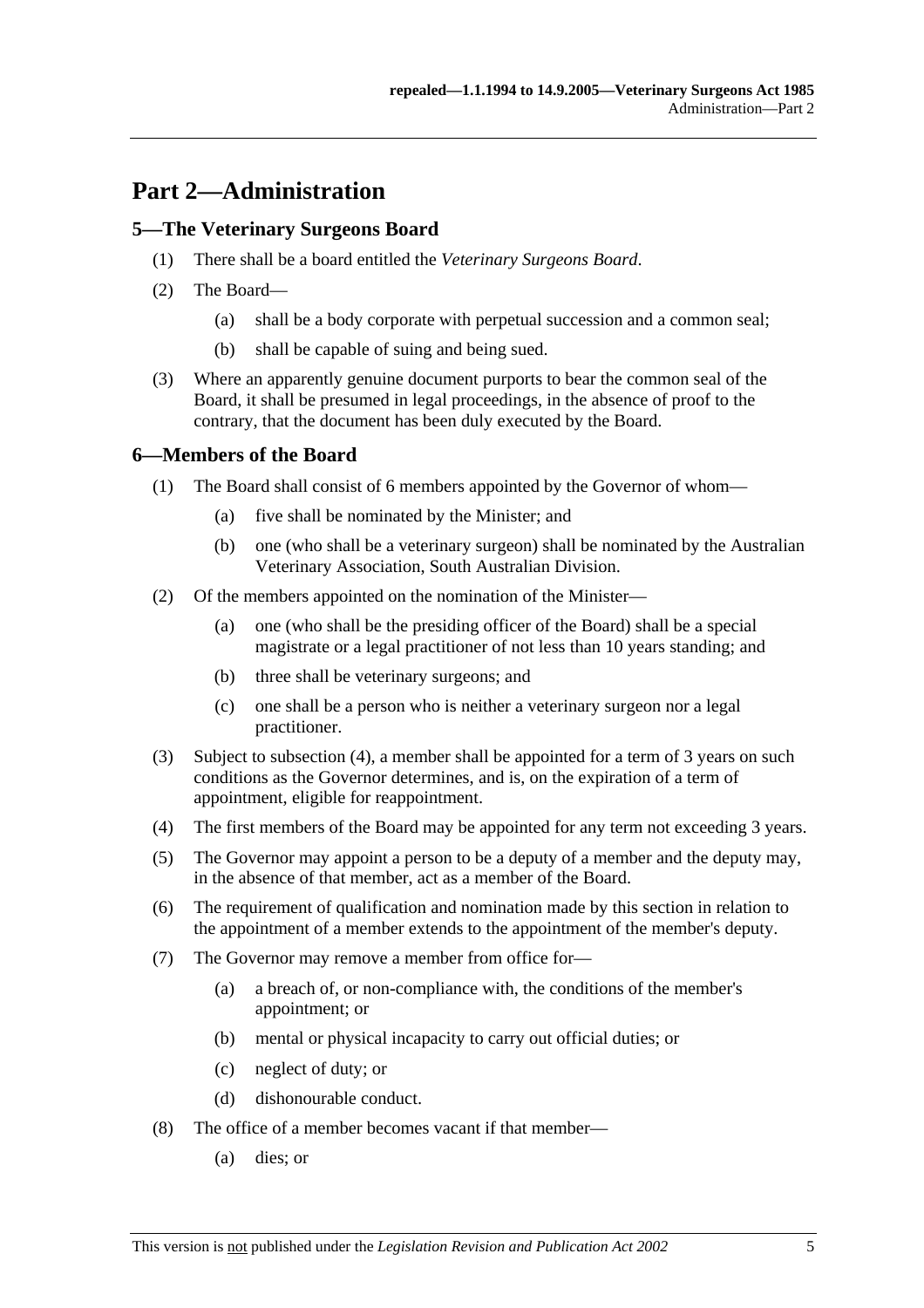# Part 2—Administration

## 5—The Veterinary Surgeons Board

(1) There shall be a board entitled the *Veterinary Surgeons Board*.

(2) The Board—

(a) shall be a body corporate with perpetual succession and a common seal;

(b) shall be capable of suing and being sued.

(3) Where an apparently genuine document purports to bear the common seal of the Board, it shall be presumed in legal proceedings, in the absence of proof to the contrary, that the document has been duly executed by the Board.

## 6—Members of the Board

(1) The Board shall consist of 6 members appointed by the Governor of whom—

(a) five shall be nominated by the Minister; and

(b) one (who shall be a veterinary surgeon) shall be nominated by the Australian Veterinary Association, South Australian Division.

(2) Of the members appointed on the nomination of the Minister—

(a) one (who shall be the presiding officer of the Board) shall be a special magistrate or a legal practitioner of not less than 10 years standing; and

(b) three shall be veterinary surgeons; and

(c) one shall be a person who is neither a veterinary surgeon nor a legal practitioner.

(3) Subject to subsection (4), a member shall be appointed for a term of 3 years on such conditions as the Governor determines, and is, on the expiration of a term of appointment, eligible for reappointment.

(4) The first members of the Board may be appointed for any term not exceeding 3 years.

(5) The Governor may appoint a person to be a deputy of a member and the deputy may, in the absence of that member, act as a member of the Board.

(6) The requirement of qualification and nomination made by this section in relation to the appointment of a member extends to the appointment of the member's deputy.

(7) The Governor may remove a member from office for—

(a) a breach of, or non-compliance with, the conditions of the member's appointment; or

(b) mental or physical incapacity to carry out official duties; or

(c) neglect of duty; or

(d) dishonourable conduct.

(8) The office of a member becomes vacant if that member—

(a) dies; or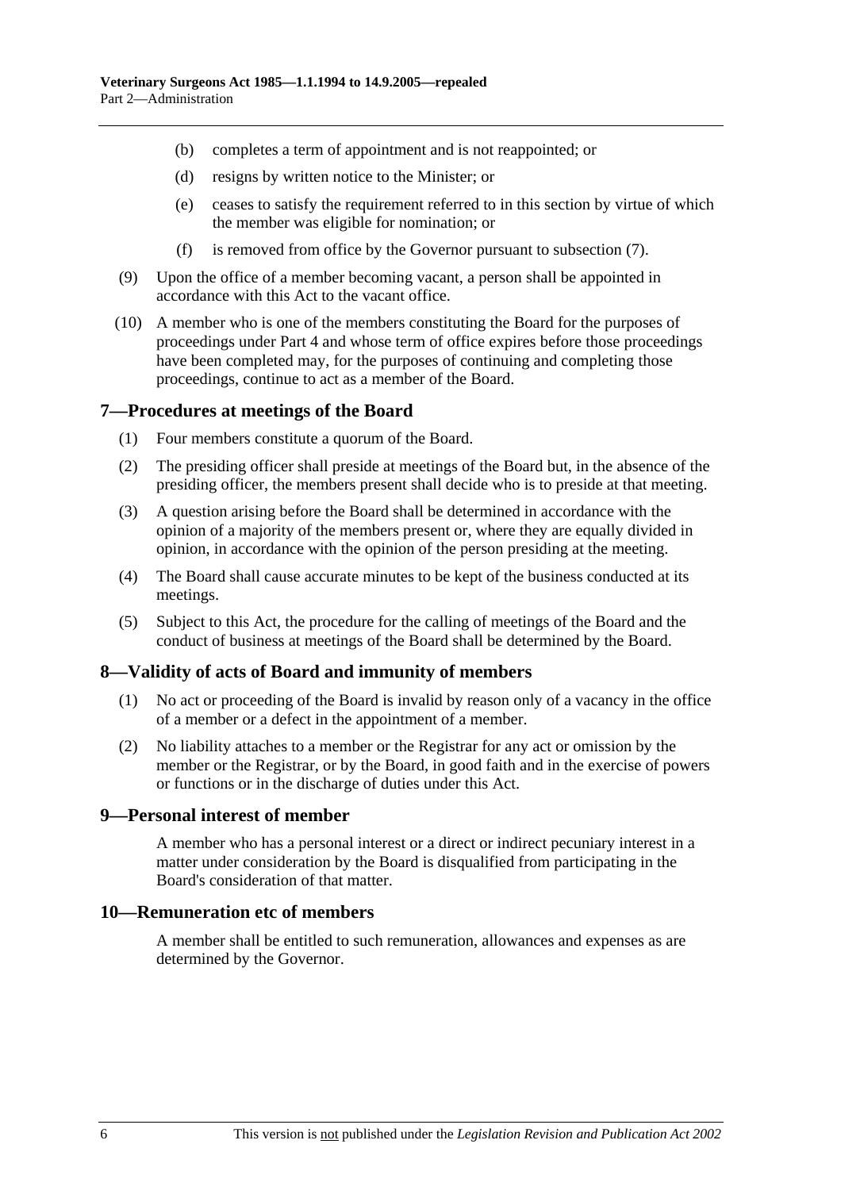(b) completes a term of appointment and is not reappointed; or

(d) resigns by written notice to the Minister; or

(e) ceases to satisfy the requirement referred to in this section by virtue of which the member was eligible for nomination; or

(f) is removed from office by the Governor pursuant to subsection (7).

(9) Upon the office of a member becoming vacant, a person shall be appointed in accordance with this Act to the vacant office.

(10) A member who is one of the members constituting the Board for the purposes of proceedings under Part 4 and whose term of office expires before those proceedings have been completed may, for the purposes of continuing and completing those proceedings, continue to act as a member of the Board.

## 7—Procedures at meetings of the Board

(1) Four members constitute a quorum of the Board.

(2) The presiding officer shall preside at meetings of the Board but, in the absence of the presiding officer, the members present shall decide who is to preside at that meeting.

(3) A question arising before the Board shall be determined in accordance with the opinion of a majority of the members present or, where they are equally divided in opinion, in accordance with the opinion of the person presiding at the meeting.

(4) The Board shall cause accurate minutes to be kept of the business conducted at its meetings.

(5) Subject to this Act, the procedure for the calling of meetings of the Board and the conduct of business at meetings of the Board shall be determined by the Board.

## 8—Validity of acts of Board and immunity of members

(1) No act or proceeding of the Board is invalid by reason only of a vacancy in the office of a member or a defect in the appointment of a member.

(2) No liability attaches to a member or the Registrar for any act or omission by the member or the Registrar, or by the Board, in good faith and in the exercise of powers or functions or in the discharge of duties under this Act.

## 9—Personal interest of member

A member who has a personal interest or a direct or indirect pecuniary interest in a matter under consideration by the Board is disqualified from participating in the Board's consideration of that matter.

## 10—Remuneration etc of members

A member shall be entitled to such remuneration, allowances and expenses as are determined by the Governor.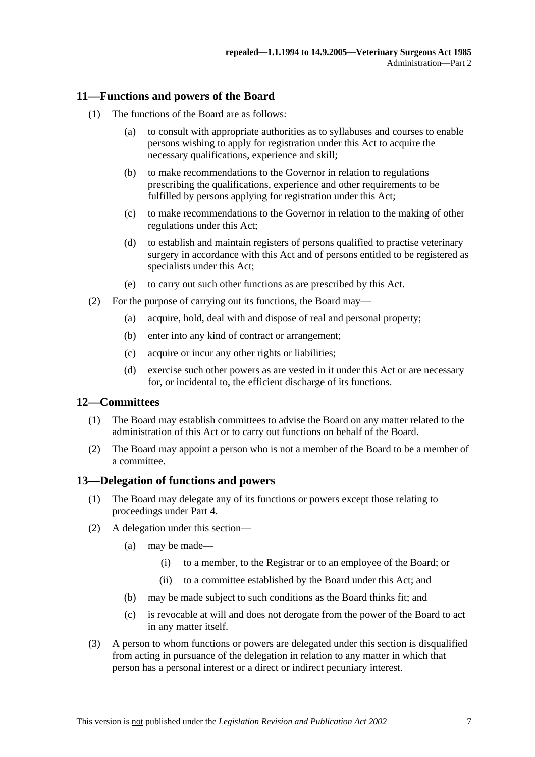## 11—Functions and powers of the Board

(1) The functions of the Board are as follows:

(a) to consult with appropriate authorities as to syllabuses and courses to enable persons wishing to apply for registration under this Act to acquire the necessary qualifications, experience and skill;

(b) to make recommendations to the Governor in relation to regulations prescribing the qualifications, experience and other requirements to be fulfilled by persons applying for registration under this Act;

(c) to make recommendations to the Governor in relation to the making of other regulations under this Act;

(d) to establish and maintain registers of persons qualified to practise veterinary surgery in accordance with this Act and of persons entitled to be registered as specialists under this Act;

(e) to carry out such other functions as are prescribed by this Act.

(2) For the purpose of carrying out its functions, the Board may—

(a) acquire, hold, deal with and dispose of real and personal property;

(b) enter into any kind of contract or arrangement;

(c) acquire or incur any other rights or liabilities;

(d) exercise such other powers as are vested in it under this Act or are necessary for, or incidental to, the efficient discharge of its functions.

## 12—Committees

(1) The Board may establish committees to advise the Board on any matter related to the administration of this Act or to carry out functions on behalf of the Board.

(2) The Board may appoint a person who is not a member of the Board to be a member of a committee.

## 13—Delegation of functions and powers

(1) The Board may delegate any of its functions or powers except those relating to proceedings under Part 4.

(2) A delegation under this section—

(a) may be made—

(i) to a member, to the Registrar or to an employee of the Board; or

(ii) to a committee established by the Board under this Act; and

(b) may be made subject to such conditions as the Board thinks fit; and

(c) is revocable at will and does not derogate from the power of the Board to act in any matter itself.

(3) A person to whom functions or powers are delegated under this section is disqualified from acting in pursuance of the delegation in relation to any matter in which that person has a personal interest or a direct or indirect pecuniary interest.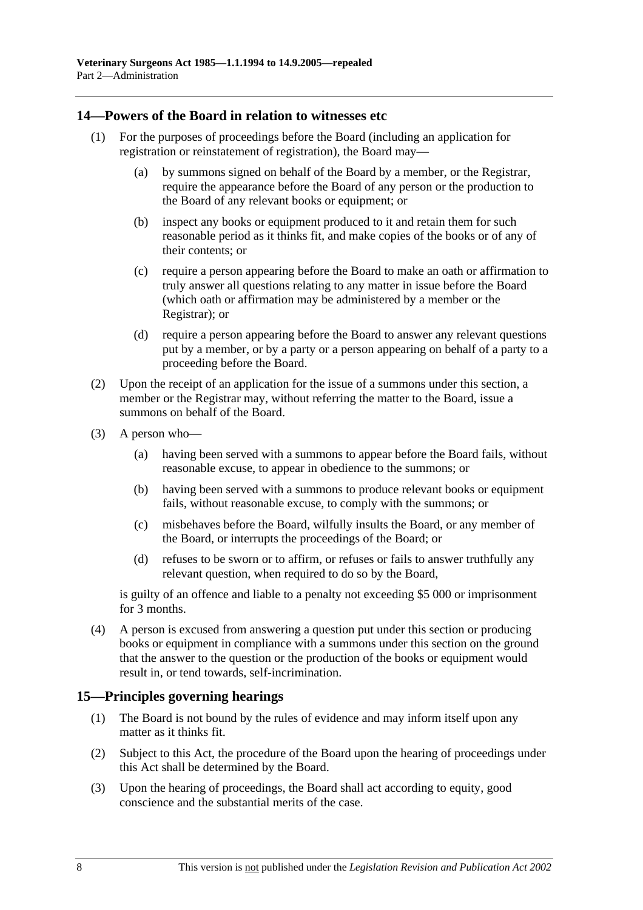## 14—Powers of the Board in relation to witnesses etc

(1) For the purposes of proceedings before the Board (including an application for registration or reinstatement of registration), the Board may—

(a) by summons signed on behalf of the Board by a member, or the Registrar, require the appearance before the Board of any person or the production to the Board of any relevant books or equipment; or

(b) inspect any books or equipment produced to it and retain them for such reasonable period as it thinks fit, and make copies of the books or of any of their contents; or

(c) require a person appearing before the Board to make an oath or affirmation to truly answer all questions relating to any matter in issue before the Board (which oath or affirmation may be administered by a member or the Registrar); or

(d) require a person appearing before the Board to answer any relevant questions put by a member, or by a party or a person appearing on behalf of a party to a proceeding before the Board.

(2) Upon the receipt of an application for the issue of a summons under this section, a member or the Registrar may, without referring the matter to the Board, issue a summons on behalf of the Board.

(3) A person who—

(a) having been served with a summons to appear before the Board fails, without reasonable excuse, to appear in obedience to the summons; or

(b) having been served with a summons to produce relevant books or equipment fails, without reasonable excuse, to comply with the summons; or

(c) misbehaves before the Board, wilfully insults the Board, or any member of the Board, or interrupts the proceedings of the Board; or

(d) refuses to be sworn or to affirm, or refuses or fails to answer truthfully any relevant question, when required to do so by the Board,

is guilty of an offence and liable to a penalty not exceeding $5 000 or imprisonment for 3 months.

(4) A person is excused from answering a question put under this section or producing books or equipment in compliance with a summons under this section on the ground that the answer to the question or the production of the books or equipment would result in, or tend towards, self-incrimination.

## 15—Principles governing hearings

(1) The Board is not bound by the rules of evidence and may inform itself upon any matter as it thinks fit.

(2) Subject to this Act, the procedure of the Board upon the hearing of proceedings under this Act shall be determined by the Board.

(3) Upon the hearing of proceedings, the Board shall act according to equity, good conscience and the substantial merits of the case.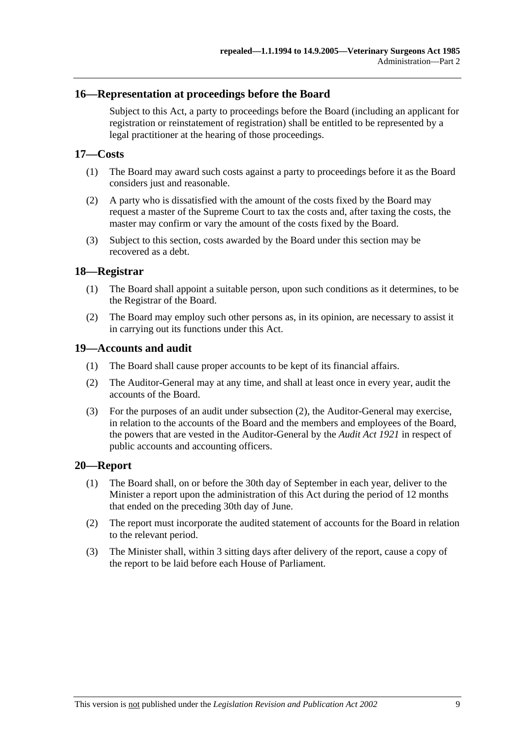## 16—Representation at proceedings before the Board

Subject to this Act, a party to proceedings before the Board (including an applicant for registration or reinstatement of registration) shall be entitled to be represented by a legal practitioner at the hearing of those proceedings.

## 17—Costs

(1) The Board may award such costs against a party to proceedings before it as the Board considers just and reasonable.

(2) A party who is dissatisfied with the amount of the costs fixed by the Board may request a master of the Supreme Court to tax the costs and, after taxing the costs, the master may confirm or vary the amount of the costs fixed by the Board.

(3) Subject to this section, costs awarded by the Board under this section may be recovered as a debt.

## 18—Registrar

(1) The Board shall appoint a suitable person, upon such conditions as it determines, to be the Registrar of the Board.

(2) The Board may employ such other persons as, in its opinion, are necessary to assist it in carrying out its functions under this Act.

## 19—Accounts and audit

(1) The Board shall cause proper accounts to be kept of its financial affairs.

(2) The Auditor-General may at any time, and shall at least once in every year, audit the accounts of the Board.

(3) For the purposes of an audit under subsection (2), the Auditor-General may exercise, in relation to the accounts of the Board and the members and employees of the Board, the powers that are vested in the Auditor-General by the *Audit Act 1921* in respect of public accounts and accounting officers.

## 20—Report

(1) The Board shall, on or before the 30th day of September in each year, deliver to the Minister a report upon the administration of this Act during the period of 12 months that ended on the preceding 30th day of June.

(2) The report must incorporate the audited statement of accounts for the Board in relation to the relevant period.

(3) The Minister shall, within 3 sitting days after delivery of the report, cause a copy of the report to be laid before each House of Parliament.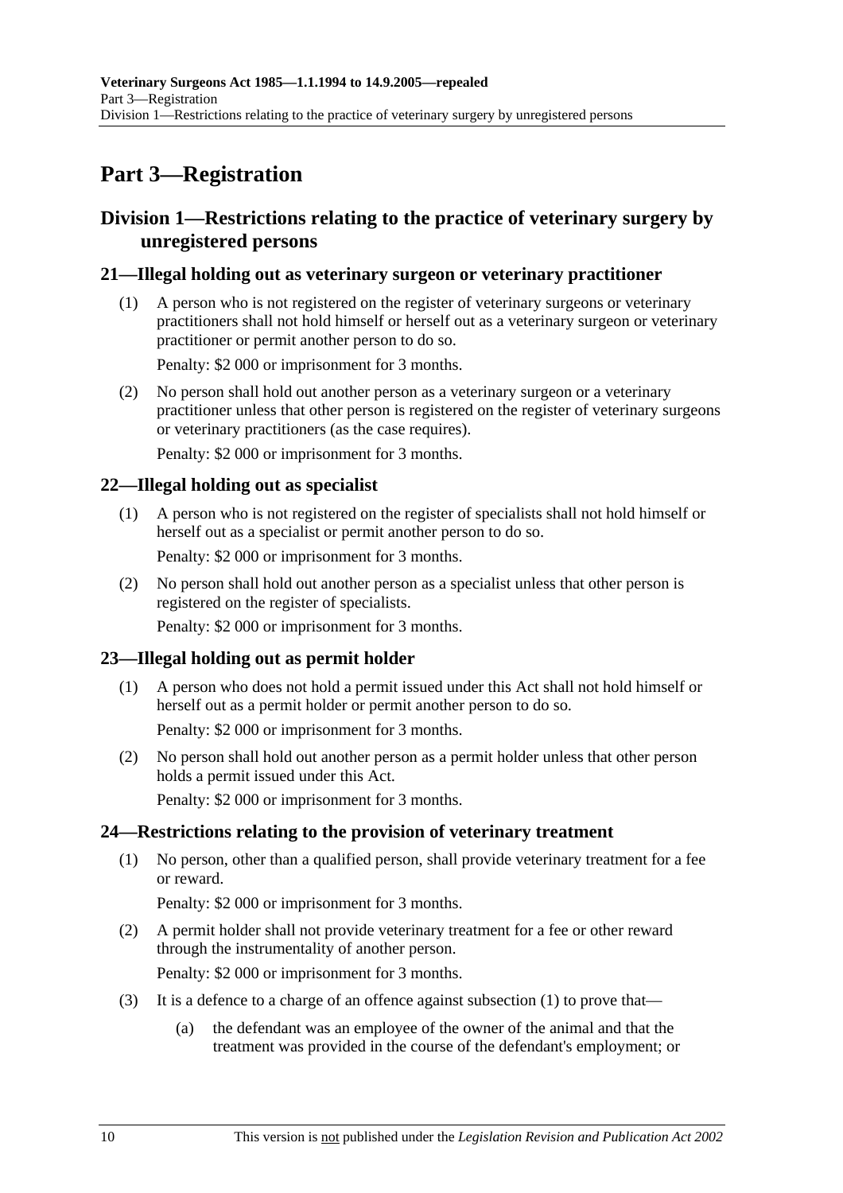# Part 3—Registration

## Division 1—Restrictions relating to the practice of veterinary surgery by unregistered persons

### 21—Illegal holding out as veterinary surgeon or veterinary practitioner

(1) A person who is not registered on the register of veterinary surgeons or veterinary practitioners shall not hold himself or herself out as a veterinary surgeon or veterinary practitioner or permit another person to do so.

Penalty: $2 000 or imprisonment for 3 months.

(2) No person shall hold out another person as a veterinary surgeon or a veterinary practitioner unless that other person is registered on the register of veterinary surgeons or veterinary practitioners (as the case requires).

Penalty: $2 000 or imprisonment for 3 months.

### 22—Illegal holding out as specialist

(1) A person who is not registered on the register of specialists shall not hold himself or herself out as a specialist or permit another person to do so.

Penalty: $2 000 or imprisonment for 3 months.

(2) No person shall hold out another person as a specialist unless that other person is registered on the register of specialists.

Penalty: $2 000 or imprisonment for 3 months.

### 23—Illegal holding out as permit holder

(1) A person who does not hold a permit issued under this Act shall not hold himself or herself out as a permit holder or permit another person to do so.

Penalty: $2 000 or imprisonment for 3 months.

(2) No person shall hold out another person as a permit holder unless that other person holds a permit issued under this Act.

Penalty: $2 000 or imprisonment for 3 months.

### 24—Restrictions relating to the provision of veterinary treatment

(1) No person, other than a qualified person, shall provide veterinary treatment for a fee or reward.

Penalty: $2 000 or imprisonment for 3 months.

(2) A permit holder shall not provide veterinary treatment for a fee or other reward through the instrumentality of another person.

Penalty: $2 000 or imprisonment for 3 months.

(3) It is a defence to a charge of an offence against subsection (1) to prove that—

(a) the defendant was an employee of the owner of the animal and that the treatment was provided in the course of the defendant's employment; or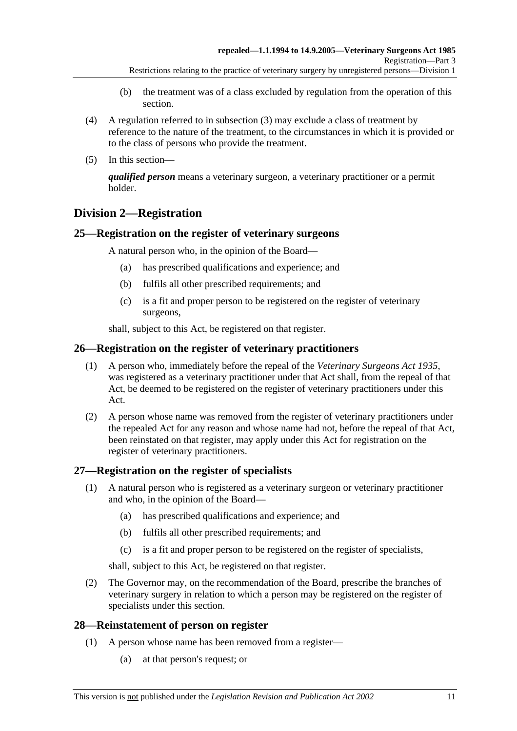(b) the treatment was of a class excluded by regulation from the operation of this section.

(4) A regulation referred to in subsection (3) may exclude a class of treatment by reference to the nature of the treatment, to the circumstances in which it is provided or to the class of persons who provide the treatment.

(5) In this section—

***qualified person*** means a veterinary surgeon, a veterinary practitioner or a permit holder.

## Division 2—Registration

### 25—Registration on the register of veterinary surgeons

A natural person who, in the opinion of the Board—

(a) has prescribed qualifications and experience; and

(b) fulfils all other prescribed requirements; and

(c) is a fit and proper person to be registered on the register of veterinary surgeons,

shall, subject to this Act, be registered on that register.

### 26—Registration on the register of veterinary practitioners

(1) A person who, immediately before the repeal of the *Veterinary Surgeons Act 1935*, was registered as a veterinary practitioner under that Act shall, from the repeal of that Act, be deemed to be registered on the register of veterinary practitioners under this Act.

(2) A person whose name was removed from the register of veterinary practitioners under the repealed Act for any reason and whose name had not, before the repeal of that Act, been reinstated on that register, may apply under this Act for registration on the register of veterinary practitioners.

### 27—Registration on the register of specialists

(1) A natural person who is registered as a veterinary surgeon or veterinary practitioner and who, in the opinion of the Board—

(a) has prescribed qualifications and experience; and

(b) fulfils all other prescribed requirements; and

(c) is a fit and proper person to be registered on the register of specialists,

shall, subject to this Act, be registered on that register.

(2) The Governor may, on the recommendation of the Board, prescribe the branches of veterinary surgery in relation to which a person may be registered on the register of specialists under this section.

### 28—Reinstatement of person on register

(1) A person whose name has been removed from a register—

(a) at that person's request; or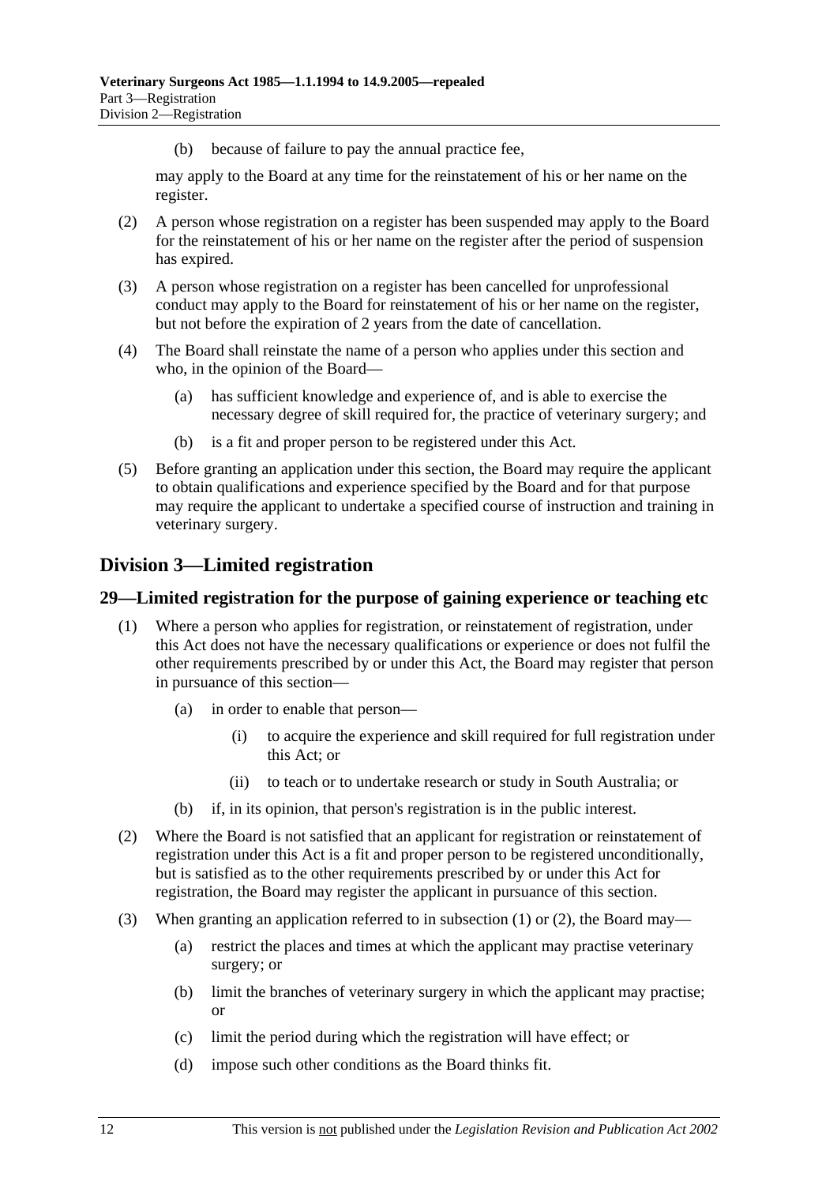(b) because of failure to pay the annual practice fee,

may apply to the Board at any time for the reinstatement of his or her name on the register.

(2) A person whose registration on a register has been suspended may apply to the Board for the reinstatement of his or her name on the register after the period of suspension has expired.

(3) A person whose registration on a register has been cancelled for unprofessional conduct may apply to the Board for reinstatement of his or her name on the register, but not before the expiration of 2 years from the date of cancellation.

(4) The Board shall reinstate the name of a person who applies under this section and who, in the opinion of the Board—

(a) has sufficient knowledge and experience of, and is able to exercise the necessary degree of skill required for, the practice of veterinary surgery; and

(b) is a fit and proper person to be registered under this Act.

(5) Before granting an application under this section, the Board may require the applicant to obtain qualifications and experience specified by the Board and for that purpose may require the applicant to undertake a specified course of instruction and training in veterinary surgery.

## Division 3—Limited registration

### 29—Limited registration for the purpose of gaining experience or teaching etc

(1) Where a person who applies for registration, or reinstatement of registration, under this Act does not have the necessary qualifications or experience or does not fulfil the other requirements prescribed by or under this Act, the Board may register that person in pursuance of this section—

(a) in order to enable that person—

(i) to acquire the experience and skill required for full registration under this Act; or

(ii) to teach or to undertake research or study in South Australia; or

(b) if, in its opinion, that person's registration is in the public interest.

(2) Where the Board is not satisfied that an applicant for registration or reinstatement of registration under this Act is a fit and proper person to be registered unconditionally, but is satisfied as to the other requirements prescribed by or under this Act for registration, the Board may register the applicant in pursuance of this section.

(3) When granting an application referred to in subsection (1) or (2), the Board may—

(a) restrict the places and times at which the applicant may practise veterinary surgery; or

(b) limit the branches of veterinary surgery in which the applicant may practise; or

(c) limit the period during which the registration will have effect; or

(d) impose such other conditions as the Board thinks fit.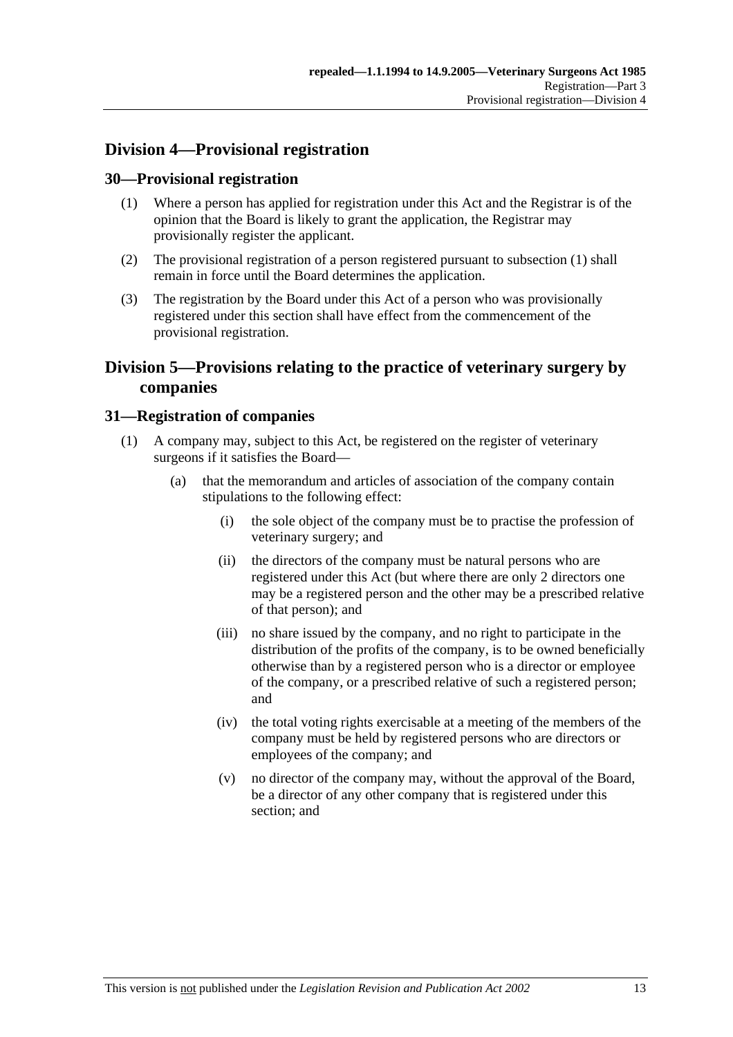## Division 4—Provisional registration

### 30—Provisional registration

(1) Where a person has applied for registration under this Act and the Registrar is of the opinion that the Board is likely to grant the application, the Registrar may provisionally register the applicant.

(2) The provisional registration of a person registered pursuant to subsection (1) shall remain in force until the Board determines the application.

(3) The registration by the Board under this Act of a person who was provisionally registered under this section shall have effect from the commencement of the provisional registration.

## Division 5—Provisions relating to the practice of veterinary surgery by companies

### 31—Registration of companies

(1) A company may, subject to this Act, be registered on the register of veterinary surgeons if it satisfies the Board—

(a) that the memorandum and articles of association of the company contain stipulations to the following effect:

(i) the sole object of the company must be to practise the profession of veterinary surgery; and

(ii) the directors of the company must be natural persons who are registered under this Act (but where there are only 2 directors one may be a registered person and the other may be a prescribed relative of that person); and

(iii) no share issued by the company, and no right to participate in the distribution of the profits of the company, is to be owned beneficially otherwise than by a registered person who is a director or employee of the company, or a prescribed relative of such a registered person; and

(iv) the total voting rights exercisable at a meeting of the members of the company must be held by registered persons who are directors or employees of the company; and

(v) no director of the company may, without the approval of the Board, be a director of any other company that is registered under this section; and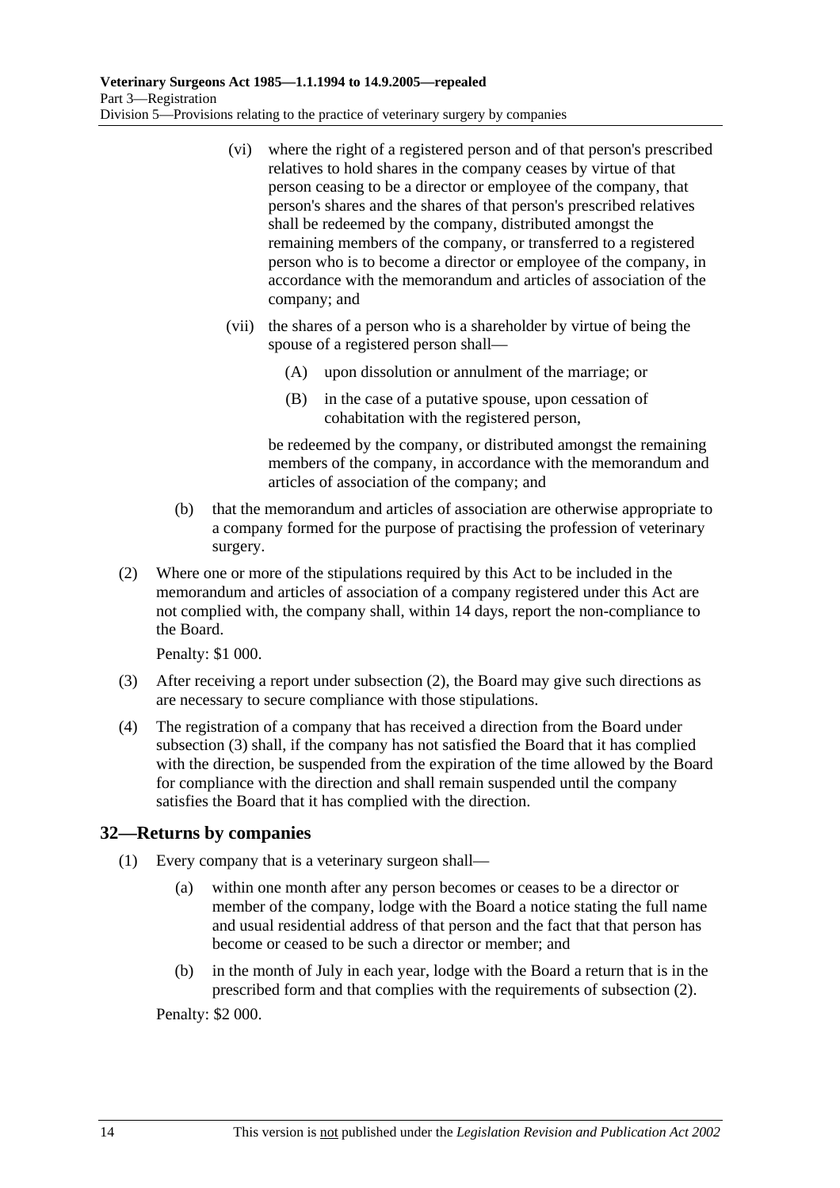(vi) where the right of a registered person and of that person's prescribed relatives to hold shares in the company ceases by virtue of that person ceasing to be a director or employee of the company, that person's shares and the shares of that person's prescribed relatives shall be redeemed by the company, distributed amongst the remaining members of the company, or transferred to a registered person who is to become a director or employee of the company, in accordance with the memorandum and articles of association of the company; and

(vii) the shares of a person who is a shareholder by virtue of being the spouse of a registered person shall—

(A) upon dissolution or annulment of the marriage; or

(B) in the case of a putative spouse, upon cessation of cohabitation with the registered person,

be redeemed by the company, or distributed amongst the remaining members of the company, in accordance with the memorandum and articles of association of the company; and

(b) that the memorandum and articles of association are otherwise appropriate to a company formed for the purpose of practising the profession of veterinary surgery.

(2) Where one or more of the stipulations required by this Act to be included in the memorandum and articles of association of a company registered under this Act are not complied with, the company shall, within 14 days, report the non-compliance to the Board.

Penalty: $1 000.

(3) After receiving a report under subsection (2), the Board may give such directions as are necessary to secure compliance with those stipulations.

(4) The registration of a company that has received a direction from the Board under subsection (3) shall, if the company has not satisfied the Board that it has complied with the direction, be suspended from the expiration of the time allowed by the Board for compliance with the direction and shall remain suspended until the company satisfies the Board that it has complied with the direction.

## 32—Returns by companies

(1) Every company that is a veterinary surgeon shall—

(a) within one month after any person becomes or ceases to be a director or member of the company, lodge with the Board a notice stating the full name and usual residential address of that person and the fact that that person has become or ceased to be such a director or member; and

(b) in the month of July in each year, lodge with the Board a return that is in the prescribed form and that complies with the requirements of subsection (2).

Penalty: $2 000.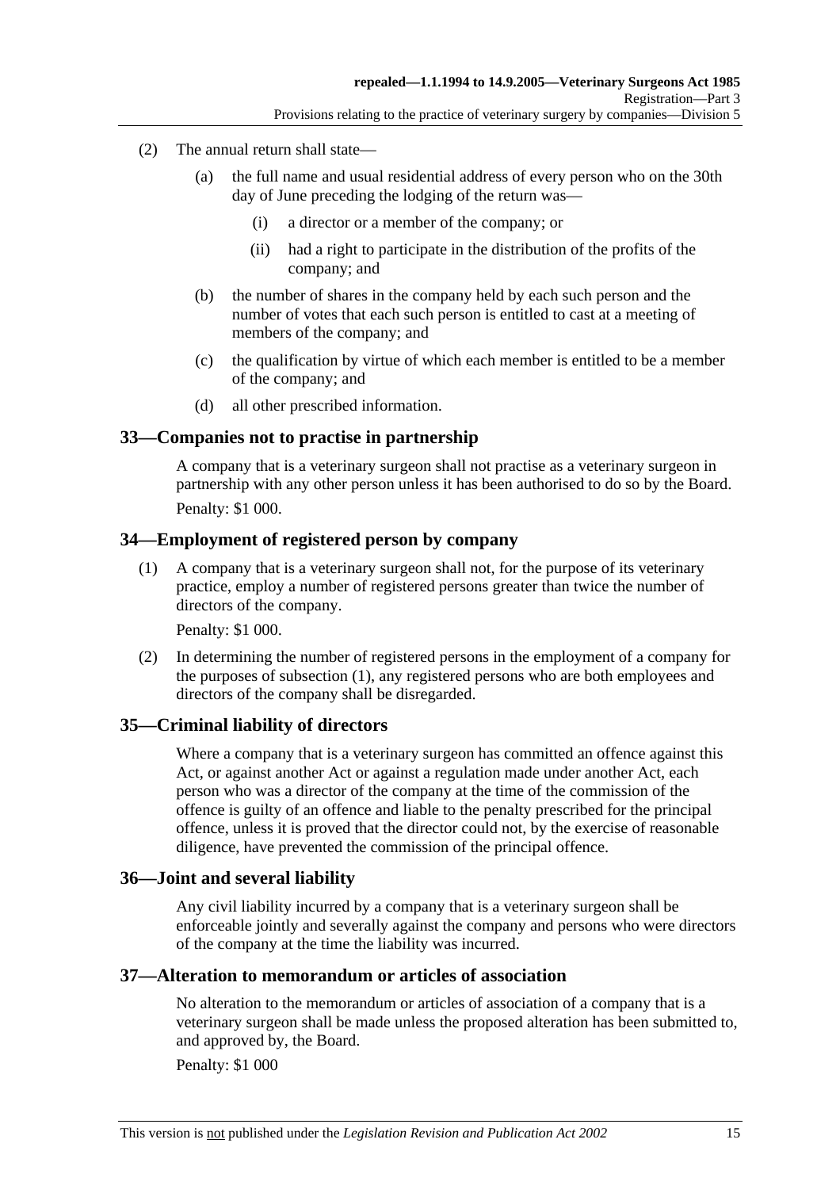(2) The annual return shall state—

(a) the full name and usual residential address of every person who on the 30th day of June preceding the lodging of the return was—

(i) a director or a member of the company; or

(ii) had a right to participate in the distribution of the profits of the company; and

(b) the number of shares in the company held by each such person and the number of votes that each such person is entitled to cast at a meeting of members of the company; and

(c) the qualification by virtue of which each member is entitled to be a member of the company; and

(d) all other prescribed information.

## 33—Companies not to practise in partnership

A company that is a veterinary surgeon shall not practise as a veterinary surgeon in partnership with any other person unless it has been authorised to do so by the Board.

Penalty: $1 000.

## 34—Employment of registered person by company

(1) A company that is a veterinary surgeon shall not, for the purpose of its veterinary practice, employ a number of registered persons greater than twice the number of directors of the company.

Penalty: $1 000.

(2) In determining the number of registered persons in the employment of a company for the purposes of subsection (1), any registered persons who are both employees and directors of the company shall be disregarded.

## 35—Criminal liability of directors

Where a company that is a veterinary surgeon has committed an offence against this Act, or against another Act or against a regulation made under another Act, each person who was a director of the company at the time of the commission of the offence is guilty of an offence and liable to the penalty prescribed for the principal offence, unless it is proved that the director could not, by the exercise of reasonable diligence, have prevented the commission of the principal offence.

## 36—Joint and several liability

Any civil liability incurred by a company that is a veterinary surgeon shall be enforceable jointly and severally against the company and persons who were directors of the company at the time the liability was incurred.

## 37—Alteration to memorandum or articles of association

No alteration to the memorandum or articles of association of a company that is a veterinary surgeon shall be made unless the proposed alteration has been submitted to, and approved by, the Board.

Penalty: $1 000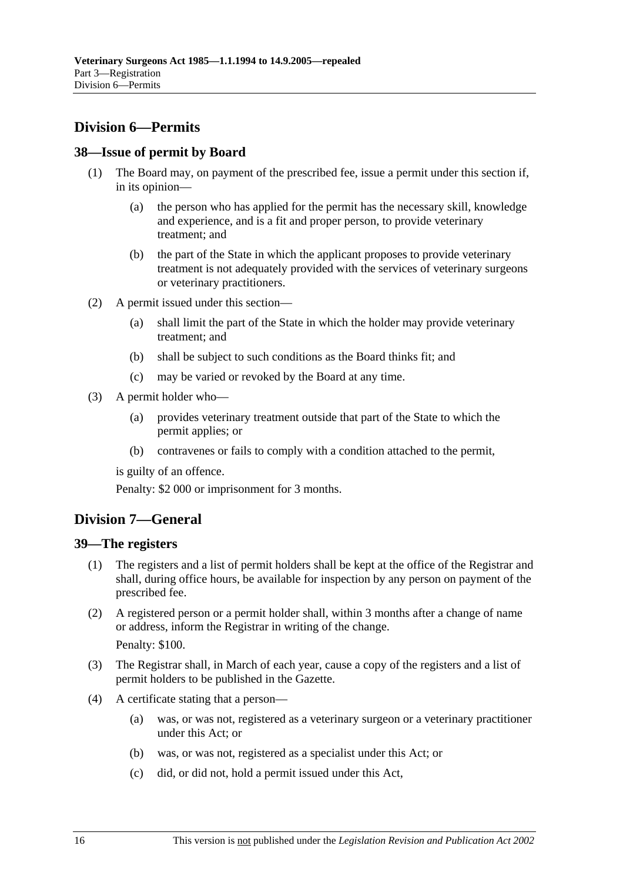## Division 6—Permits

### 38—Issue of permit by Board

(1) The Board may, on payment of the prescribed fee, issue a permit under this section if, in its opinion—

(a) the person who has applied for the permit has the necessary skill, knowledge and experience, and is a fit and proper person, to provide veterinary treatment; and

(b) the part of the State in which the applicant proposes to provide veterinary treatment is not adequately provided with the services of veterinary surgeons or veterinary practitioners.

(2) A permit issued under this section—

(a) shall limit the part of the State in which the holder may provide veterinary treatment; and

(b) shall be subject to such conditions as the Board thinks fit; and

(c) may be varied or revoked by the Board at any time.

(3) A permit holder who—

(a) provides veterinary treatment outside that part of the State to which the permit applies; or

(b) contravenes or fails to comply with a condition attached to the permit,

is guilty of an offence.

Penalty: $2 000 or imprisonment for 3 months.

## Division 7—General

### 39—The registers

(1) The registers and a list of permit holders shall be kept at the office of the Registrar and shall, during office hours, be available for inspection by any person on payment of the prescribed fee.

(2) A registered person or a permit holder shall, within 3 months after a change of name or address, inform the Registrar in writing of the change.

Penalty: $100.

(3) The Registrar shall, in March of each year, cause a copy of the registers and a list of permit holders to be published in the Gazette.

(4) A certificate stating that a person—

(a) was, or was not, registered as a veterinary surgeon or a veterinary practitioner under this Act; or

(b) was, or was not, registered as a specialist under this Act; or

(c) did, or did not, hold a permit issued under this Act,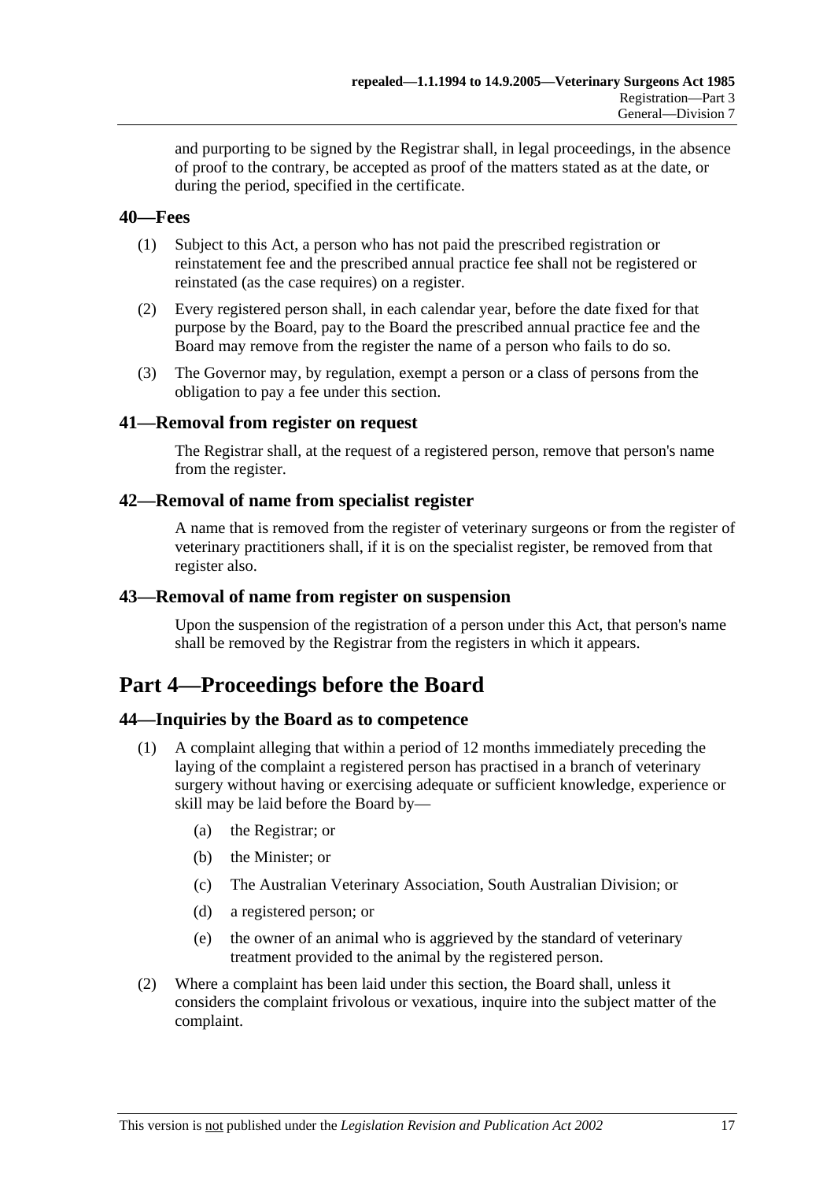and purporting to be signed by the Registrar shall, in legal proceedings, in the absence of proof to the contrary, be accepted as proof of the matters stated as at the date, or during the period, specified in the certificate.

### 40—Fees

(1) Subject to this Act, a person who has not paid the prescribed registration or reinstatement fee and the prescribed annual practice fee shall not be registered or reinstated (as the case requires) on a register.

(2) Every registered person shall, in each calendar year, before the date fixed for that purpose by the Board, pay to the Board the prescribed annual practice fee and the Board may remove from the register the name of a person who fails to do so.

(3) The Governor may, by regulation, exempt a person or a class of persons from the obligation to pay a fee under this section.

### 41—Removal from register on request

The Registrar shall, at the request of a registered person, remove that person's name from the register.

### 42—Removal of name from specialist register

A name that is removed from the register of veterinary surgeons or from the register of veterinary practitioners shall, if it is on the specialist register, be removed from that register also.

### 43—Removal of name from register on suspension

Upon the suspension of the registration of a person under this Act, that person's name shall be removed by the Registrar from the registers in which it appears.

## Part 4—Proceedings before the Board

### 44—Inquiries by the Board as to competence

(1) A complaint alleging that within a period of 12 months immediately preceding the laying of the complaint a registered person has practised in a branch of veterinary surgery without having or exercising adequate or sufficient knowledge, experience or skill may be laid before the Board by—

(a) the Registrar; or

(b) the Minister; or

(c) The Australian Veterinary Association, South Australian Division; or

(d) a registered person; or

(e) the owner of an animal who is aggrieved by the standard of veterinary treatment provided to the animal by the registered person.

(2) Where a complaint has been laid under this section, the Board shall, unless it considers the complaint frivolous or vexatious, inquire into the subject matter of the complaint.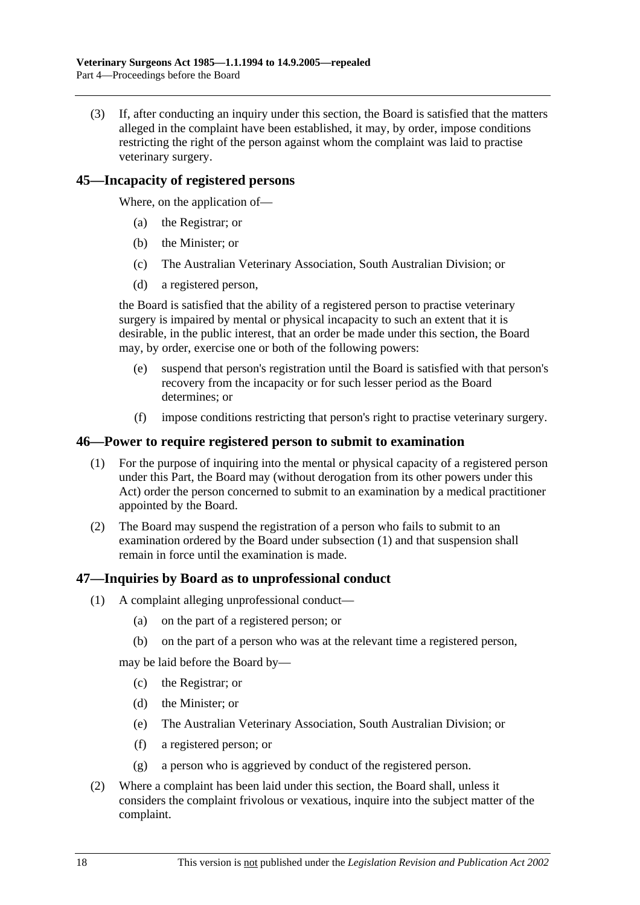(3) If, after conducting an inquiry under this section, the Board is satisfied that the matters alleged in the complaint have been established, it may, by order, impose conditions restricting the right of the person against whom the complaint was laid to practise veterinary surgery.

## 45—Incapacity of registered persons

Where, on the application of—

(a) the Registrar; or

(b) the Minister; or

(c) The Australian Veterinary Association, South Australian Division; or

(d) a registered person,

the Board is satisfied that the ability of a registered person to practise veterinary surgery is impaired by mental or physical incapacity to such an extent that it is desirable, in the public interest, that an order be made under this section, the Board may, by order, exercise one or both of the following powers:

(e) suspend that person's registration until the Board is satisfied with that person's recovery from the incapacity or for such lesser period as the Board determines; or

(f) impose conditions restricting that person's right to practise veterinary surgery.

## 46—Power to require registered person to submit to examination

(1) For the purpose of inquiring into the mental or physical capacity of a registered person under this Part, the Board may (without derogation from its other powers under this Act) order the person concerned to submit to an examination by a medical practitioner appointed by the Board.

(2) The Board may suspend the registration of a person who fails to submit to an examination ordered by the Board under subsection (1) and that suspension shall remain in force until the examination is made.

## 47—Inquiries by Board as to unprofessional conduct

(1) A complaint alleging unprofessional conduct—

(a) on the part of a registered person; or

(b) on the part of a person who was at the relevant time a registered person,

may be laid before the Board by—

(c) the Registrar; or

(d) the Minister; or

(e) The Australian Veterinary Association, South Australian Division; or

(f) a registered person; or

(g) a person who is aggrieved by conduct of the registered person.

(2) Where a complaint has been laid under this section, the Board shall, unless it considers the complaint frivolous or vexatious, inquire into the subject matter of the complaint.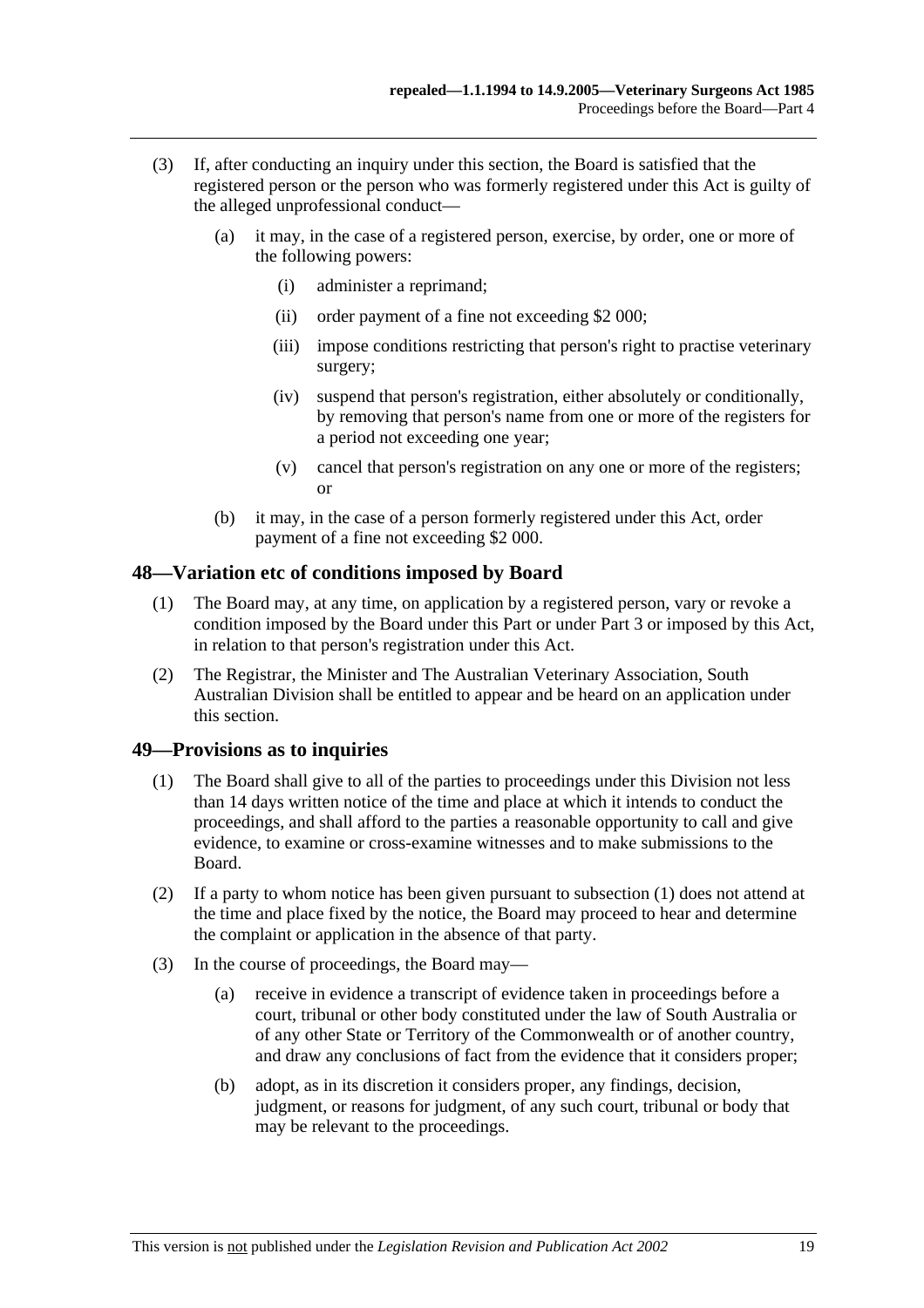(3) If, after conducting an inquiry under this section, the Board is satisfied that the registered person or the person who was formerly registered under this Act is guilty of the alleged unprofessional conduct—

(a) it may, in the case of a registered person, exercise, by order, one or more of the following powers:

(i) administer a reprimand;

(ii) order payment of a fine not exceeding $2 000;

(iii) impose conditions restricting that person's right to practise veterinary surgery;

(iv) suspend that person's registration, either absolutely or conditionally, by removing that person's name from one or more of the registers for a period not exceeding one year;

(v) cancel that person's registration on any one or more of the registers; or

(b) it may, in the case of a person formerly registered under this Act, order payment of a fine not exceeding $2 000.

## 48—Variation etc of conditions imposed by Board

(1) The Board may, at any time, on application by a registered person, vary or revoke a condition imposed by the Board under this Part or under Part 3 or imposed by this Act, in relation to that person's registration under this Act.

(2) The Registrar, the Minister and The Australian Veterinary Association, South Australian Division shall be entitled to appear and be heard on an application under this section.

## 49—Provisions as to inquiries

(1) The Board shall give to all of the parties to proceedings under this Division not less than 14 days written notice of the time and place at which it intends to conduct the proceedings, and shall afford to the parties a reasonable opportunity to call and give evidence, to examine or cross-examine witnesses and to make submissions to the Board.

(2) If a party to whom notice has been given pursuant to subsection (1) does not attend at the time and place fixed by the notice, the Board may proceed to hear and determine the complaint or application in the absence of that party.

(3) In the course of proceedings, the Board may—

(a) receive in evidence a transcript of evidence taken in proceedings before a court, tribunal or other body constituted under the law of South Australia or of any other State or Territory of the Commonwealth or of another country, and draw any conclusions of fact from the evidence that it considers proper;

(b) adopt, as in its discretion it considers proper, any findings, decision, judgment, or reasons for judgment, of any such court, tribunal or body that may be relevant to the proceedings.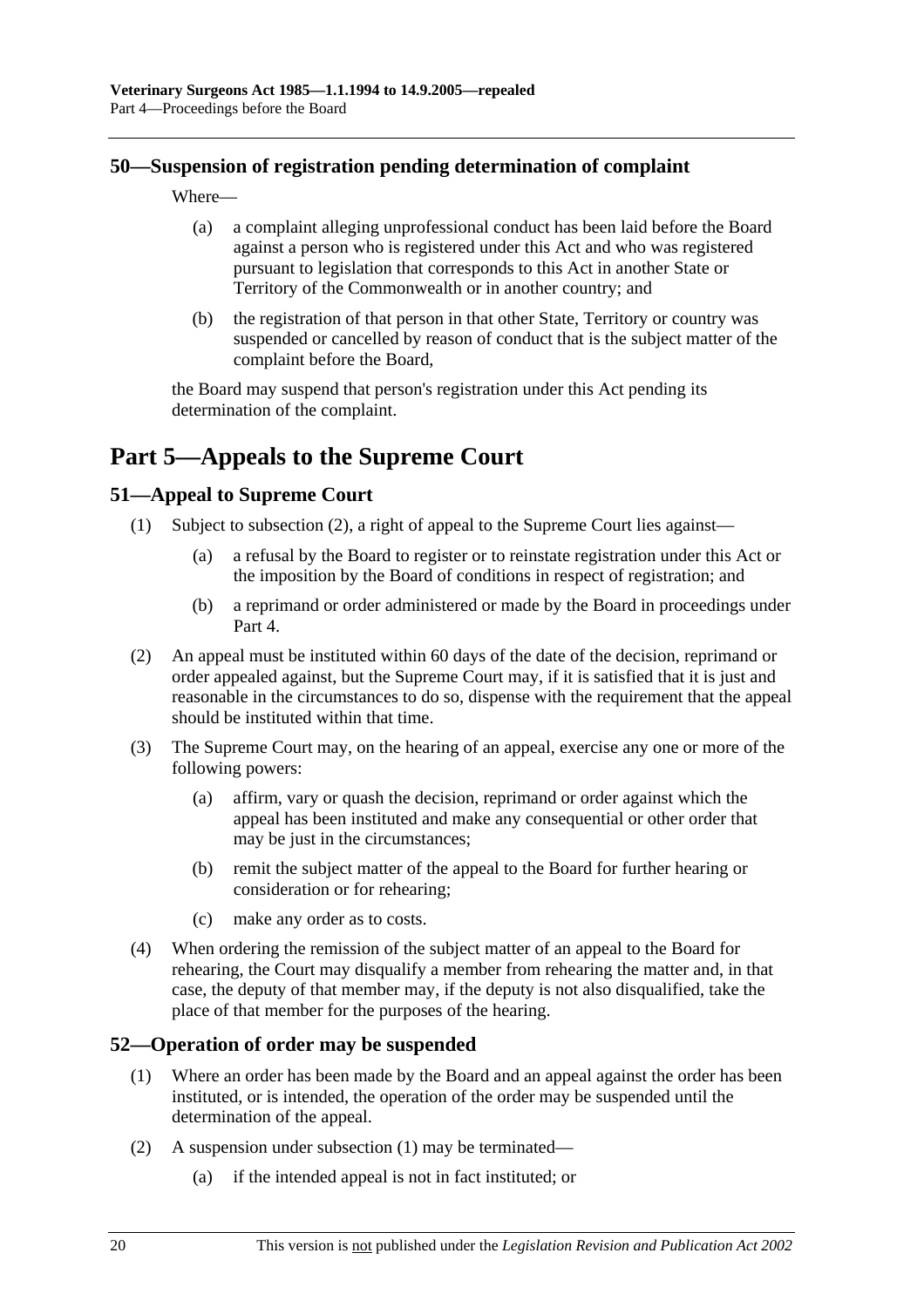## 50—Suspension of registration pending determination of complaint

Where—

(a) a complaint alleging unprofessional conduct has been laid before the Board against a person who is registered under this Act and who was registered pursuant to legislation that corresponds to this Act in another State or Territory of the Commonwealth or in another country; and

(b) the registration of that person in that other State, Territory or country was suspended or cancelled by reason of conduct that is the subject matter of the complaint before the Board,

the Board may suspend that person's registration under this Act pending its determination of the complaint.

# Part 5—Appeals to the Supreme Court

## 51—Appeal to Supreme Court

(1) Subject to subsection (2), a right of appeal to the Supreme Court lies against—

(a) a refusal by the Board to register or to reinstate registration under this Act or the imposition by the Board of conditions in respect of registration; and

(b) a reprimand or order administered or made by the Board in proceedings under Part 4.

(2) An appeal must be instituted within 60 days of the date of the decision, reprimand or order appealed against, but the Supreme Court may, if it is satisfied that it is just and reasonable in the circumstances to do so, dispense with the requirement that the appeal should be instituted within that time.

(3) The Supreme Court may, on the hearing of an appeal, exercise any one or more of the following powers:

(a) affirm, vary or quash the decision, reprimand or order against which the appeal has been instituted and make any consequential or other order that may be just in the circumstances;

(b) remit the subject matter of the appeal to the Board for further hearing or consideration or for rehearing;

(c) make any order as to costs.

(4) When ordering the remission of the subject matter of an appeal to the Board for rehearing, the Court may disqualify a member from rehearing the matter and, in that case, the deputy of that member may, if the deputy is not also disqualified, take the place of that member for the purposes of the hearing.

## 52—Operation of order may be suspended

(1) Where an order has been made by the Board and an appeal against the order has been instituted, or is intended, the operation of the order may be suspended until the determination of the appeal.

(2) A suspension under subsection (1) may be terminated—

(a) if the intended appeal is not in fact instituted; or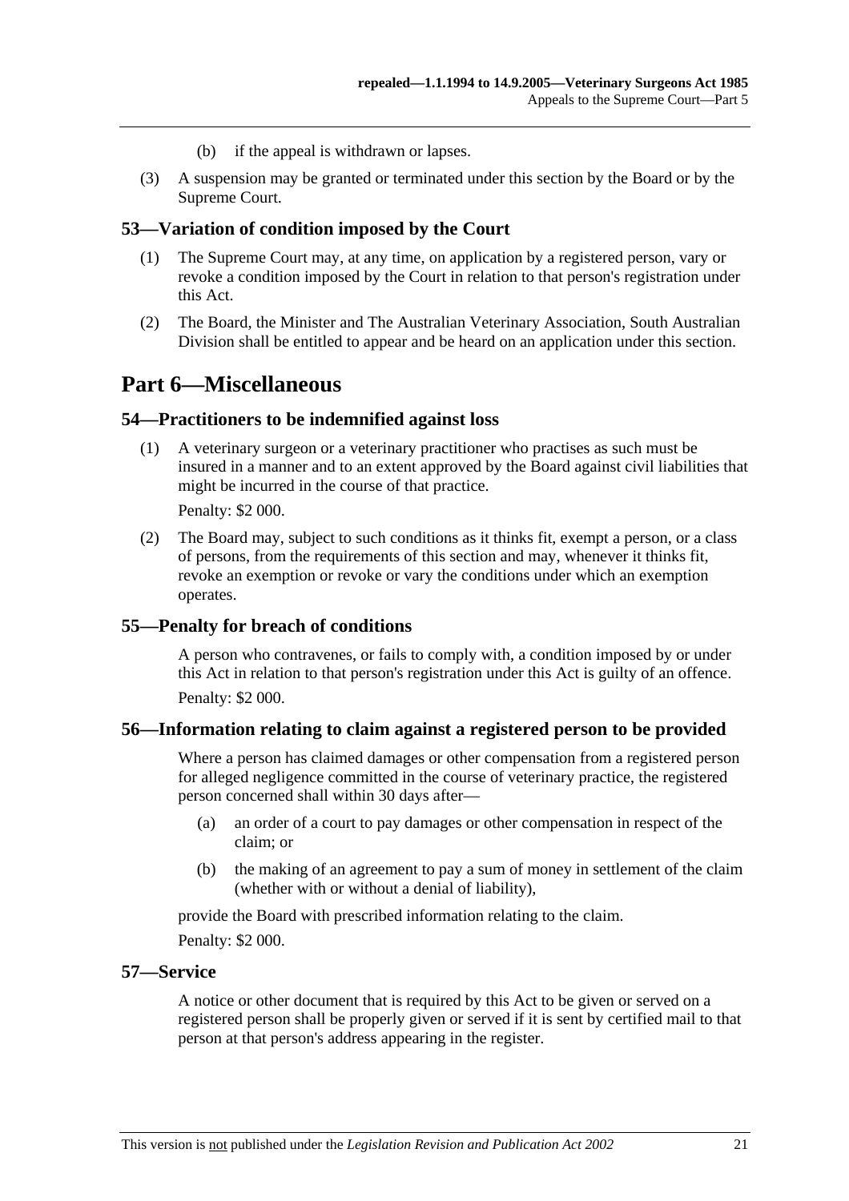(b) if the appeal is withdrawn or lapses.

(3) A suspension may be granted or terminated under this section by the Board or by the Supreme Court.

### 53—Variation of condition imposed by the Court

(1) The Supreme Court may, at any time, on application by a registered person, vary or revoke a condition imposed by the Court in relation to that person's registration under this Act.

(2) The Board, the Minister and The Australian Veterinary Association, South Australian Division shall be entitled to appear and be heard on an application under this section.

## Part 6—Miscellaneous

### 54—Practitioners to be indemnified against loss

(1) A veterinary surgeon or a veterinary practitioner who practises as such must be insured in a manner and to an extent approved by the Board against civil liabilities that might be incurred in the course of that practice.

Penalty: $2 000.

(2) The Board may, subject to such conditions as it thinks fit, exempt a person, or a class of persons, from the requirements of this section and may, whenever it thinks fit, revoke an exemption or revoke or vary the conditions under which an exemption operates.

### 55—Penalty for breach of conditions

A person who contravenes, or fails to comply with, a condition imposed by or under this Act in relation to that person's registration under this Act is guilty of an offence.

Penalty: $2 000.

### 56—Information relating to claim against a registered person to be provided

Where a person has claimed damages or other compensation from a registered person for alleged negligence committed in the course of veterinary practice, the registered person concerned shall within 30 days after—

(a) an order of a court to pay damages or other compensation in respect of the claim; or

(b) the making of an agreement to pay a sum of money in settlement of the claim (whether with or without a denial of liability),

provide the Board with prescribed information relating to the claim.

Penalty: $2 000.

### 57—Service

A notice or other document that is required by this Act to be given or served on a registered person shall be properly given or served if it is sent by certified mail to that person at that person's address appearing in the register.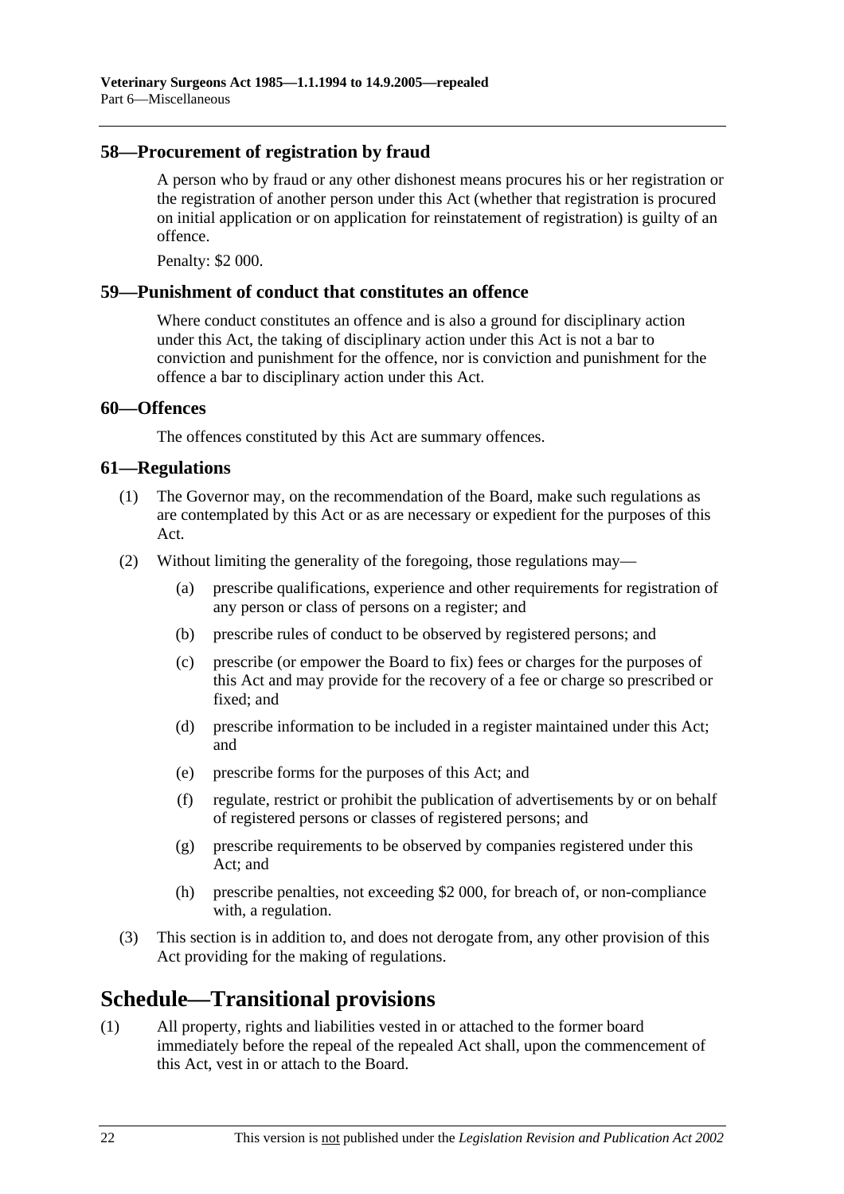## 58—Procurement of registration by fraud

A person who by fraud or any other dishonest means procures his or her registration or the registration of another person under this Act (whether that registration is procured on initial application or on application for reinstatement of registration) is guilty of an offence.

Penalty: $2 000.

## 59—Punishment of conduct that constitutes an offence

Where conduct constitutes an offence and is also a ground for disciplinary action under this Act, the taking of disciplinary action under this Act is not a bar to conviction and punishment for the offence, nor is conviction and punishment for the offence a bar to disciplinary action under this Act.

## 60—Offences

The offences constituted by this Act are summary offences.

## 61—Regulations

(1) The Governor may, on the recommendation of the Board, make such regulations as are contemplated by this Act or as are necessary or expedient for the purposes of this Act.

(2) Without limiting the generality of the foregoing, those regulations may—

- (a) prescribe qualifications, experience and other requirements for registration of any person or class of persons on a register; and
- (b) prescribe rules of conduct to be observed by registered persons; and
- (c) prescribe (or empower the Board to fix) fees or charges for the purposes of this Act and may provide for the recovery of a fee or charge so prescribed or fixed; and
- (d) prescribe information to be included in a register maintained under this Act; and
- (e) prescribe forms for the purposes of this Act; and
- (f) regulate, restrict or prohibit the publication of advertisements by or on behalf of registered persons or classes of registered persons; and
- (g) prescribe requirements to be observed by companies registered under this Act; and
- (h) prescribe penalties, not exceeding $2 000, for breach of, or non-compliance with, a regulation.

(3) This section is in addition to, and does not derogate from, any other provision of this Act providing for the making of regulations.

# Schedule—Transitional provisions

(1) All property, rights and liabilities vested in or attached to the former board immediately before the repeal of the repealed Act shall, upon the commencement of this Act, vest in or attach to the Board.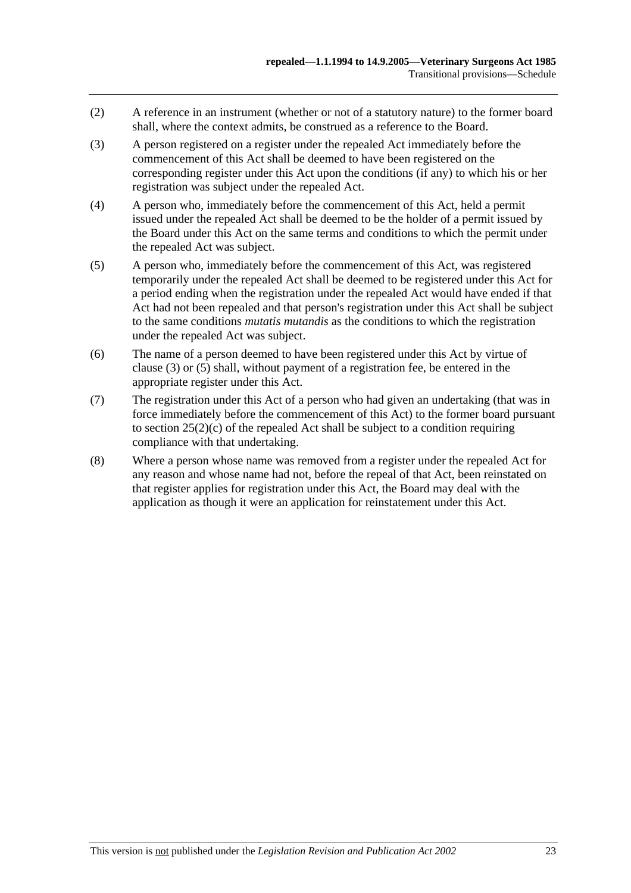(2) A reference in an instrument (whether or not of a statutory nature) to the former board shall, where the context admits, be construed as a reference to the Board.

(3) A person registered on a register under the repealed Act immediately before the commencement of this Act shall be deemed to have been registered on the corresponding register under this Act upon the conditions (if any) to which his or her registration was subject under the repealed Act.

(4) A person who, immediately before the commencement of this Act, held a permit issued under the repealed Act shall be deemed to be the holder of a permit issued by the Board under this Act on the same terms and conditions to which the permit under the repealed Act was subject.

(5) A person who, immediately before the commencement of this Act, was registered temporarily under the repealed Act shall be deemed to be registered under this Act for a period ending when the registration under the repealed Act would have ended if that Act had not been repealed and that person's registration under this Act shall be subject to the same conditions *mutatis mutandis* as the conditions to which the registration under the repealed Act was subject.

(6) The name of a person deemed to have been registered under this Act by virtue of clause (3) or (5) shall, without payment of a registration fee, be entered in the appropriate register under this Act.

(7) The registration under this Act of a person who had given an undertaking (that was in force immediately before the commencement of this Act) to the former board pursuant to section 25(2)(c) of the repealed Act shall be subject to a condition requiring compliance with that undertaking.

(8) Where a person whose name was removed from a register under the repealed Act for any reason and whose name had not, before the repeal of that Act, been reinstated on that register applies for registration under this Act, the Board may deal with the application as though it were an application for reinstatement under this Act.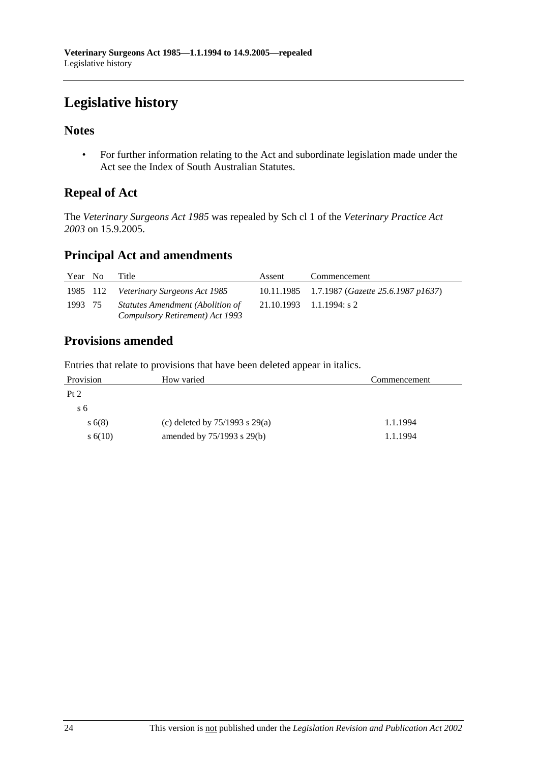# Legislative history

## Notes

- For further information relating to the Act and subordinate legislation made under the Act see the Index of South Australian Statutes.

## Repeal of Act

The *Veterinary Surgeons Act 1985* was repealed by Sch cl 1 of the *Veterinary Practice Act 2003* on 15.9.2005.

## Principal Act and amendments

| Year | No | Title | Assent | Commencement |
| --- | --- | --- | --- | --- |
| 1985 | 112 | *Veterinary Surgeons Act 1985* | 10.11.1985 | 1.7.1987 (*Gazette 25.6.1987 p1637*) |
| 1993 | 75 | *Statutes Amendment (Abolition of Compulsory Retirement) Act 1993* | 21.10.1993 | 1.1.1994: s 2 |

## Provisions amended

Entries that relate to provisions that have been deleted appear in italics.

| Provision | How varied | Commencement |
| --- | --- | --- |
| Pt 2 | | |
| s 6 | | |
| s 6(8) | (c) deleted by 75/1993 s 29(a) | 1.1.1994 |
| s 6(10) | amended by 75/1993 s 29(b) | 1.1.1994 |